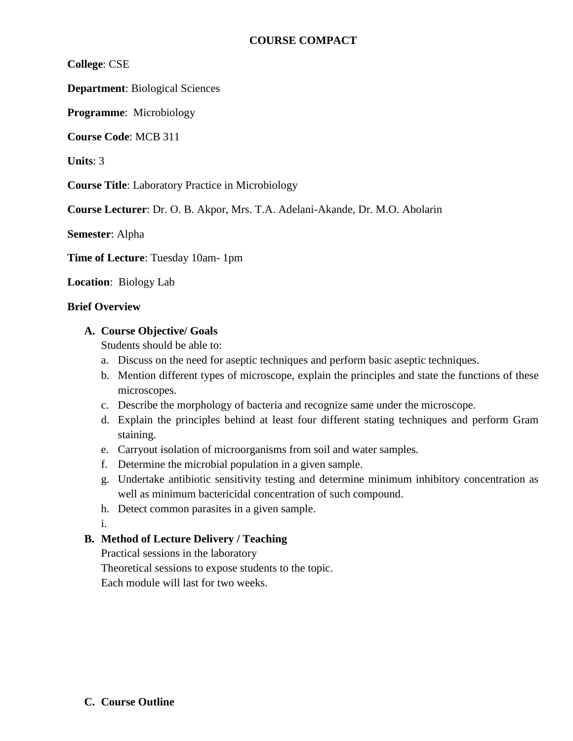**COURSE COMPACT**

**College**: CSE

**Department**: Biological Sciences

**Programme**: Microbiology

**Course Code**: MCB 311

**Units**: 3

**Course Title**: Laboratory Practice in Microbiology

**Course Lecturer**: Dr. O. B. Akpor, Mrs. T.A. Adelani-Akande, Dr. M.O. Abolarin

**Semester**: Alpha

**Time of Lecture**: Tuesday 10am- 1pm

**Location**: Biology Lab

**Brief Overview**

**A. Course Objective/ Goals**

Students should be able to:

a. Discuss on the need for aseptic techniques and perform basic aseptic techniques.
b. Mention different types of microscope, explain the principles and state the functions of these microscopes.
c. Describe the morphology of bacteria and recognize same under the microscope.
d. Explain the principles behind at least four different stating techniques and perform Gram staining.
e. Carryout isolation of microorganisms from soil and water samples.
f. Determine the microbial population in a given sample.
g. Undertake antibiotic sensitivity testing and determine minimum inhibitory concentration as well as minimum bactericidal concentration of such compound.
h. Detect common parasites in a given sample.
i.

**B. Method of Lecture Delivery / Teaching**

Practical sessions in the laboratory
Theoretical sessions to expose students to the topic.
Each module will last for two weeks.

**C. Course Outline**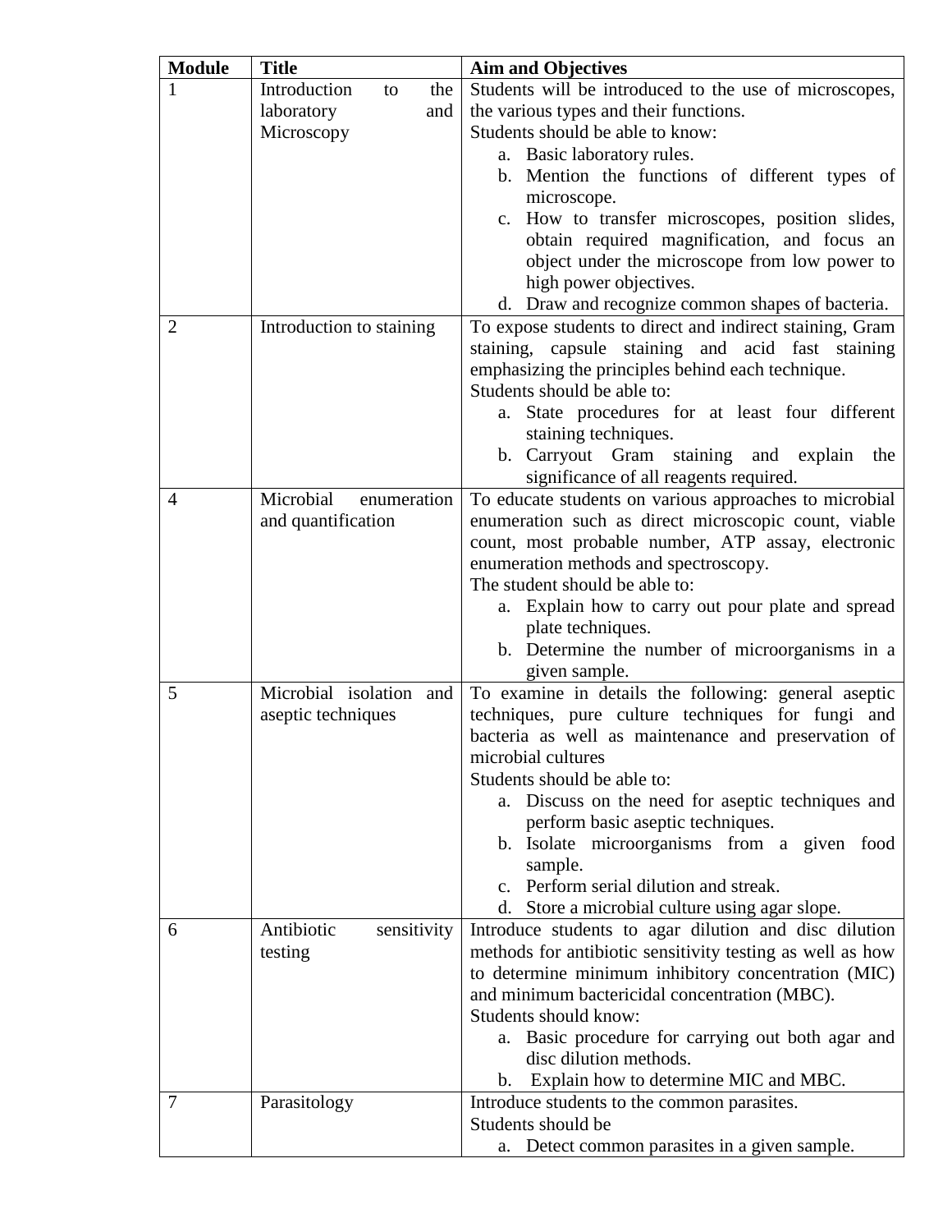| Module | Title | Aim and Objectives |
| --- | --- | --- |
| 1 | Introduction to the laboratory and Microscopy | Students will be introduced to the use of microscopes, the various types and their functions.<br>Students should be able to know:<br>a. Basic laboratory rules.<br>b. Mention the functions of different types of microscope.<br>c. How to transfer microscopes, position slides, obtain required magnification, and focus an object under the microscope from low power to high power objectives.<br>d. Draw and recognize common shapes of bacteria. |
| 2 | Introduction to staining | To expose students to direct and indirect staining, Gram staining, capsule staining and acid fast staining emphasizing the principles behind each technique.<br>Students should be able to:<br>a. State procedures for at least four different staining techniques.<br>b. Carryout Gram staining and explain the significance of all reagents required. |
| 4 | Microbial enumeration and quantification | To educate students on various approaches to microbial enumeration such as direct microscopic count, viable count, most probable number, ATP assay, electronic enumeration methods and spectroscopy.<br>The student should be able to:<br>a. Explain how to carry out pour plate and spread plate techniques.<br>b. Determine the number of microorganisms in a given sample. |
| 5 | Microbial isolation and aseptic techniques | To examine in details the following: general aseptic techniques, pure culture techniques for fungi and bacteria as well as maintenance and preservation of microbial cultures<br>Students should be able to:<br>a. Discuss on the need for aseptic techniques and perform basic aseptic techniques.<br>b. Isolate microorganisms from a given food sample.<br>c. Perform serial dilution and streak.<br>d. Store a microbial culture using agar slope. |
| 6 | Antibiotic sensitivity testing | Introduce students to agar dilution and disc dilution methods for antibiotic sensitivity testing as well as how to determine minimum inhibitory concentration (MIC) and minimum bactericidal concentration (MBC).<br>Students should know:<br>a. Basic procedure for carrying out both agar and disc dilution methods.<br>b. Explain how to determine MIC and MBC. |
| 7 | Parasitology | Introduce students to the common parasites.<br>Students should be<br>a. Detect common parasites in a given sample. |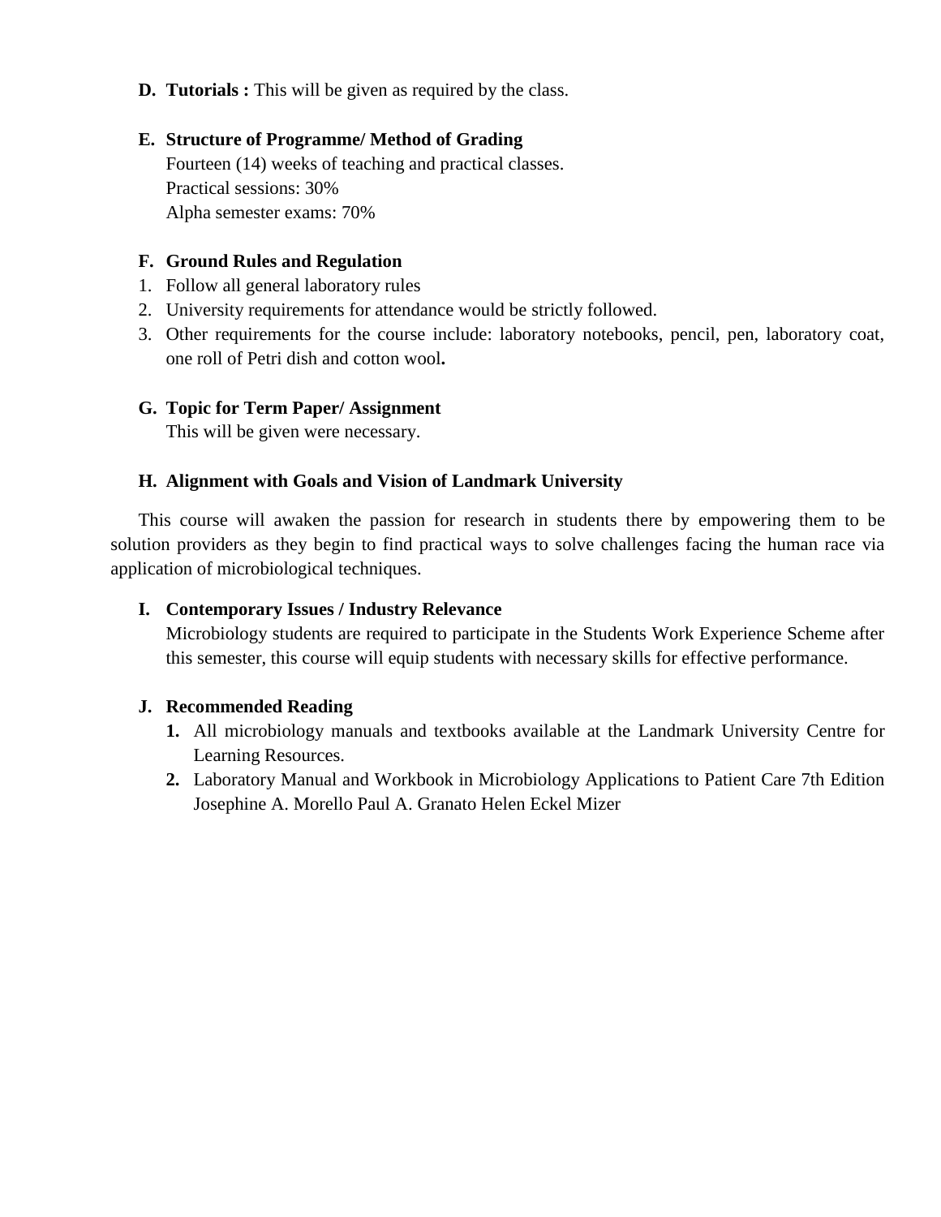**D. Tutorials :** This will be given as required by the class.

**E. Structure of Programme/ Method of Grading**

Fourteen (14) weeks of teaching and practical classes.
Practical sessions: 30%
Alpha semester exams: 70%

**F. Ground Rules and Regulation**

1. Follow all general laboratory rules
2. University requirements for attendance would be strictly followed.
3. Other requirements for the course include: laboratory notebooks, pencil, pen, laboratory coat, one roll of Petri dish and cotton wool**.**

**G. Topic for Term Paper/ Assignment**

This will be given were necessary.

**H. Alignment with Goals and Vision of Landmark University**

This course will awaken the passion for research in students there by empowering them to be solution providers as they begin to find practical ways to solve challenges facing the human race via application of microbiological techniques.

**I. Contemporary Issues / Industry Relevance**

Microbiology students are required to participate in the Students Work Experience Scheme after this semester, this course will equip students with necessary skills for effective performance.

**J. Recommended Reading**

1. All microbiology manuals and textbooks available at the Landmark University Centre for Learning Resources.
2. Laboratory Manual and Workbook in Microbiology Applications to Patient Care 7th Edition Josephine A. Morello Paul A. Granato Helen Eckel Mizer